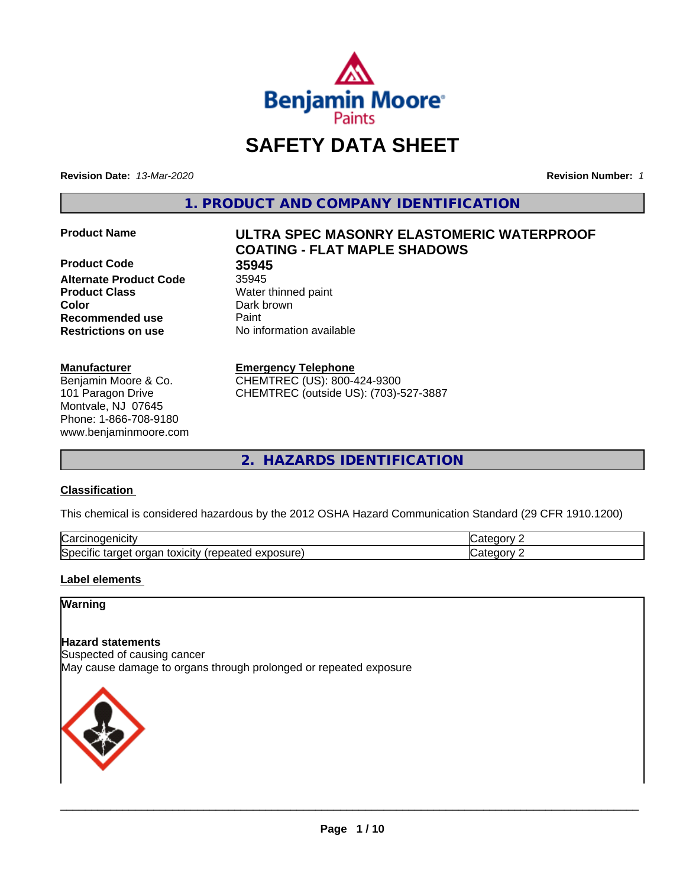# SAFETY DATA SHEET

**Revision Date:** *13-Mar-2020* **Revision Number:** *1*

## 1. PRODUCT AND COMPANY IDENTIFICATION

| | |
|---|---|
| **Product Name** | **ULTRA SPEC MASONRY ELASTOMERIC WATERPROOF COATING - FLAT MAPLE SHADOWS** |
| **Product Code** | **35945** |
| **Alternate Product Code** | 35945 |
| **Product Class** | Water thinned paint |
| **Color** | Dark brown |
| **Recommended use** | Paint |
| **Restrictions on use** | No information available |

**Manufacturer**
Benjamin Moore & Co.
101 Paragon Drive
Montvale, NJ 07645
Phone: 1-866-708-9180
www.benjaminmoore.com

**Emergency Telephone**
CHEMTREC (US): 800-424-9300
CHEMTREC (outside US): (703)-527-3887

## 2. HAZARDS IDENTIFICATION

### Classification

This chemical is considered hazardous by the 2012 OSHA Hazard Communication Standard (29 CFR 1910.1200)

| | |
|---|---|
| Carcinogenicity | Category 2 |
| Specific target organ toxicity (repeated exposure) | Category 2 |

### Label elements

**Warning**

**Hazard statements**
Suspected of causing cancer
May cause damage to organs through prolonged or repeated exposure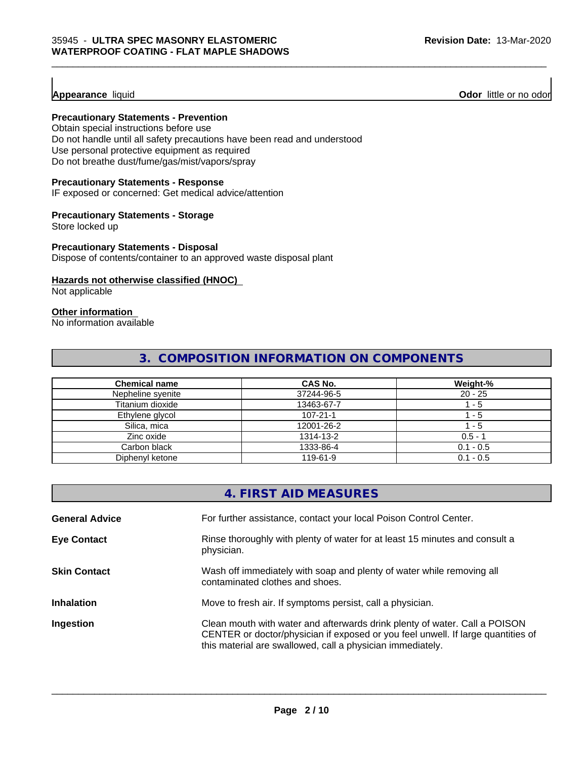**Appearance** liquid **Odor** little or no odor

**Precautionary Statements - Prevention**

Obtain special instructions before use
Do not handle until all safety precautions have been read and understood
Use personal protective equipment as required
Do not breathe dust/fume/gas/mist/vapors/spray

**Precautionary Statements - Response**

IF exposed or concerned: Get medical advice/attention

**Precautionary Statements - Storage**

Store locked up

**Precautionary Statements - Disposal**

Dispose of contents/container to an approved waste disposal plant

**Hazards not otherwise classified (HNOC)**

Not applicable

**Other information**

No information available

## 3. COMPOSITION INFORMATION ON COMPONENTS

| Chemical name | CAS No. | Weight-% |
|---|---|---|
| Nepheline syenite | 37244-96-5 | 20 - 25 |
| Titanium dioxide | 13463-67-7 | 1 - 5 |
| Ethylene glycol | 107-21-1 | 1 - 5 |
| Silica, mica | 12001-26-2 | 1 - 5 |
| Zinc oxide | 1314-13-2 | 0.5 - 1 |
| Carbon black | 1333-86-4 | 0.1 - 0.5 |
| Diphenyl ketone | 119-61-9 | 0.1 - 0.5 |

## 4. FIRST AID MEASURES

**General Advice** For further assistance, contact your local Poison Control Center.

**Eye Contact** Rinse thoroughly with plenty of water for at least 15 minutes and consult a physician.

**Skin Contact** Wash off immediately with soap and plenty of water while removing all contaminated clothes and shoes.

**Inhalation** Move to fresh air. If symptoms persist, call a physician.

**Ingestion** Clean mouth with water and afterwards drink plenty of water. Call a POISON CENTER or doctor/physician if exposed or you feel unwell. If large quantities of this material are swallowed, call a physician immediately.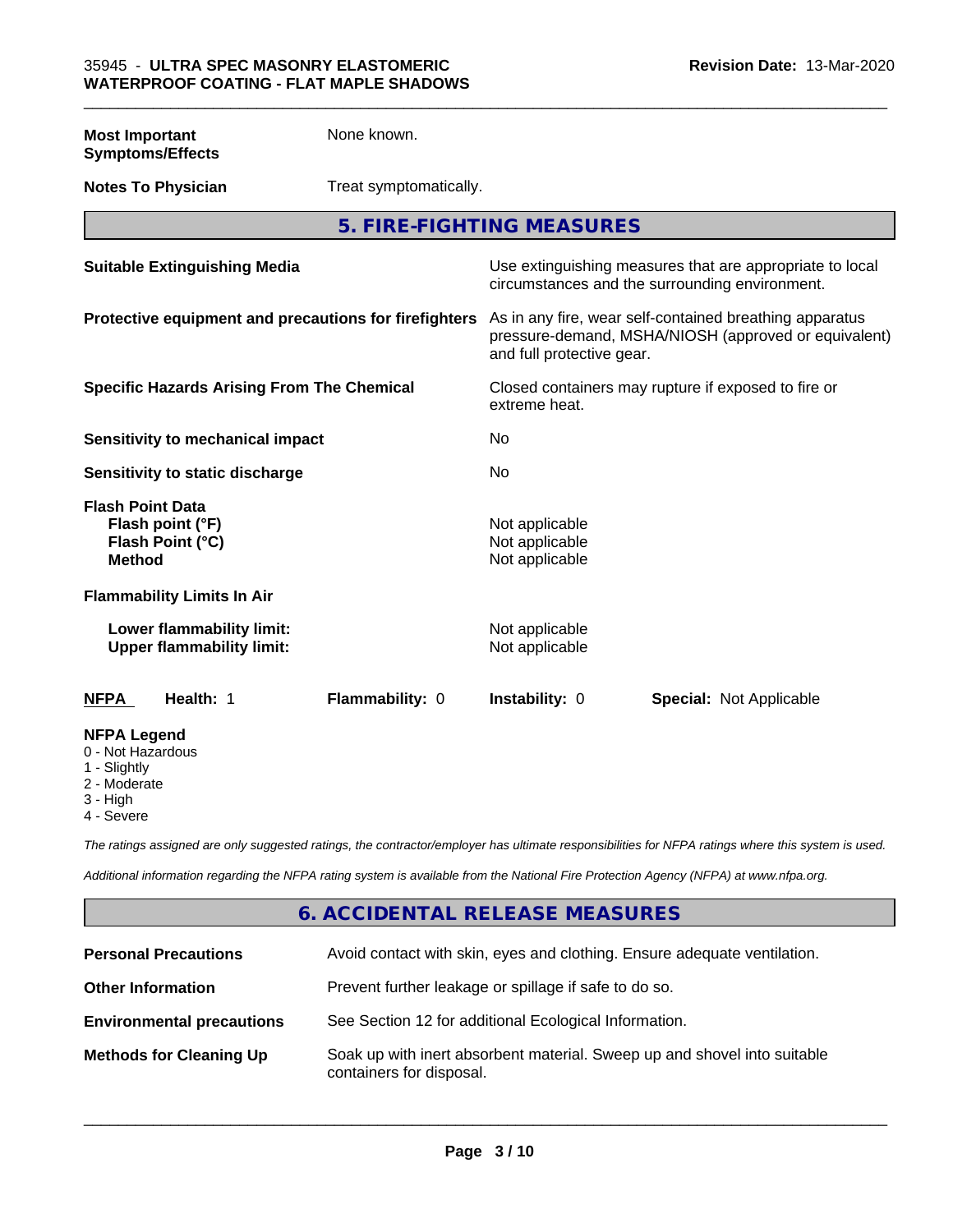| | |
|---|---|
| **Most Important Symptoms/Effects** | None known. |
| **Notes To Physician** | Treat symptomatically. |

## 5. FIRE-FIGHTING MEASURES

| | |
|---|---|
| **Suitable Extinguishing Media** | Use extinguishing measures that are appropriate to local circumstances and the surrounding environment. |
| **Protective equipment and precautions for firefighters** | As in any fire, wear self-contained breathing apparatus pressure-demand, MSHA/NIOSH (approved or equivalent) and full protective gear. |
| **Specific Hazards Arising From The Chemical** | Closed containers may rupture if exposed to fire or extreme heat. |
| **Sensitivity to mechanical impact** | No |
| **Sensitivity to static discharge** | No |

**Flash Point Data**

| | |
|---|---|
| **Flash point (°F)** | Not applicable |
| **Flash Point (°C)** | Not applicable |
| **Method** | Not applicable |

**Flammability Limits In Air**

| | |
|---|---|
| **Lower flammability limit:** | Not applicable |
| **Upper flammability limit:** | Not applicable |

| **NFPA** | **Health:** 1 | **Flammability:** 0 | **Instability:** 0 | **Special:** Not Applicable |
|---|---|---|---|---|

**NFPA Legend**

- 0 - Not Hazardous
- 1 - Slightly
- 2 - Moderate
- 3 - High
- 4 - Severe

*The ratings assigned are only suggested ratings, the contractor/employer has ultimate responsibilities for NFPA ratings where this system is used.*

*Additional information regarding the NFPA rating system is available from the National Fire Protection Agency (NFPA) at www.nfpa.org.*

## 6. ACCIDENTAL RELEASE MEASURES

| | |
|---|---|
| **Personal Precautions** | Avoid contact with skin, eyes and clothing. Ensure adequate ventilation. |
| **Other Information** | Prevent further leakage or spillage if safe to do so. |
| **Environmental precautions** | See Section 12 for additional Ecological Information. |
| **Methods for Cleaning Up** | Soak up with inert absorbent material. Sweep up and shovel into suitable containers for disposal. |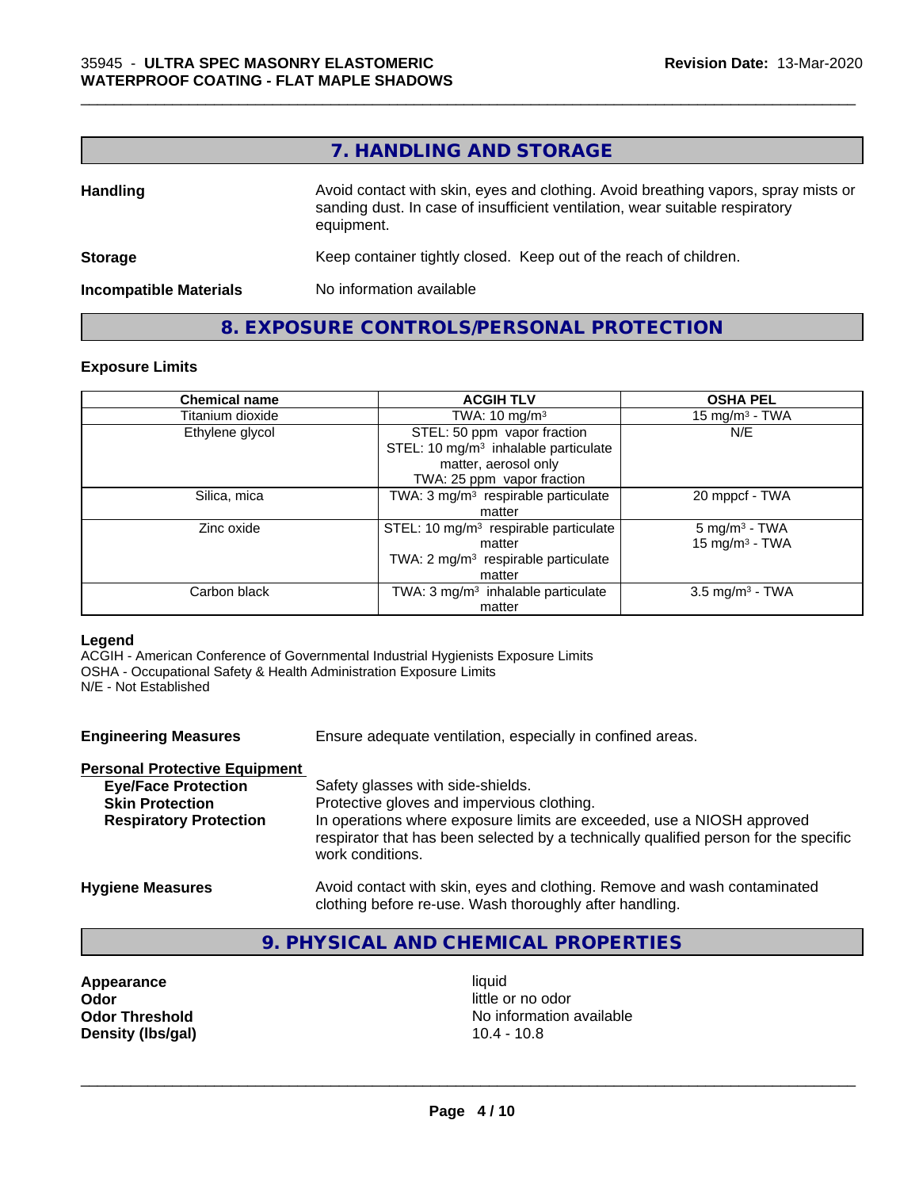## 7. HANDLING AND STORAGE

**Handling** Avoid contact with skin, eyes and clothing. Avoid breathing vapors, spray mists or sanding dust. In case of insufficient ventilation, wear suitable respiratory equipment.

**Storage** Keep container tightly closed. Keep out of the reach of children.

**Incompatible Materials** No information available

## 8. EXPOSURE CONTROLS/PERSONAL PROTECTION

### Exposure Limits

| Chemical name | ACGIH TLV | OSHA PEL |
|---|---|---|
| Titanium dioxide | TWA: 10 mg/m³ | 15 mg/m³ - TWA |
| Ethylene glycol | STEL: 50 ppm vapor fraction<br>STEL: 10 mg/m³ inhalable particulate matter, aerosol only<br>TWA: 25 ppm vapor fraction | N/E |
| Silica, mica | TWA: 3 mg/m³ respirable particulate matter | 20 mppcf - TWA |
| Zinc oxide | STEL: 10 mg/m³ respirable particulate matter<br>TWA: 2 mg/m³ respirable particulate matter | 5 mg/m³ - TWA<br>15 mg/m³ - TWA |
| Carbon black | TWA: 3 mg/m³ inhalable particulate matter | 3.5 mg/m³ - TWA |

**Legend**
ACGIH - American Conference of Governmental Industrial Hygienists Exposure Limits
OSHA - Occupational Safety & Health Administration Exposure Limits
N/E - Not Established

**Engineering Measures** Ensure adequate ventilation, especially in confined areas.

**Personal Protective Equipment**

**Eye/Face Protection** Safety glasses with side-shields.

**Skin Protection** Protective gloves and impervious clothing.

**Respiratory Protection** In operations where exposure limits are exceeded, use a NIOSH approved respirator that has been selected by a technically qualified person for the specific work conditions.

**Hygiene Measures** Avoid contact with skin, eyes and clothing. Remove and wash contaminated clothing before re-use. Wash thoroughly after handling.

## 9. PHYSICAL AND CHEMICAL PROPERTIES

**Appearance** liquid
**Odor** little or no odor
**Odor Threshold** No information available
**Density (lbs/gal)** 10.4 - 10.8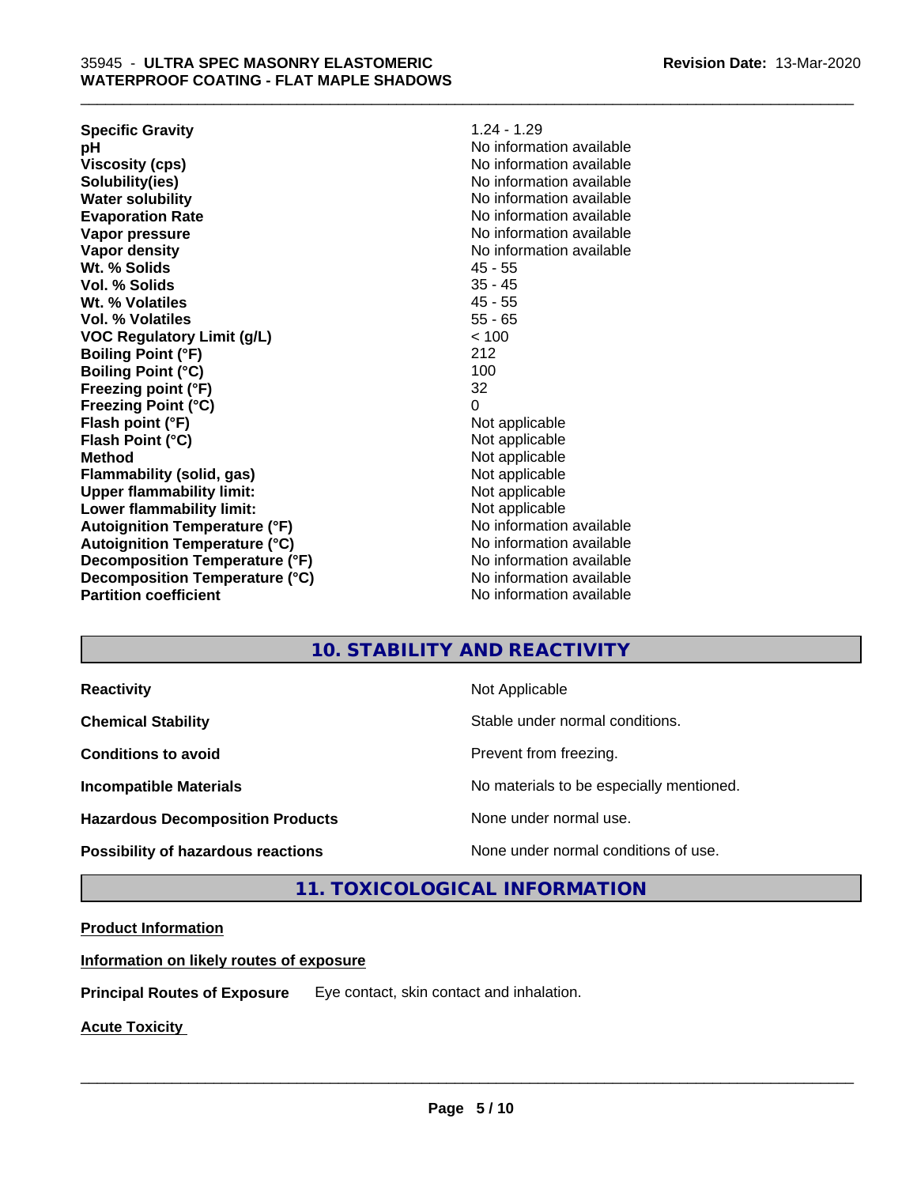| | |
|---|---|
| **Specific Gravity** | 1.24 - 1.29 |
| **pH** | No information available |
| **Viscosity (cps)** | No information available |
| **Solubility(ies)** | No information available |
| **Water solubility** | No information available |
| **Evaporation Rate** | No information available |
| **Vapor pressure** | No information available |
| **Vapor density** | No information available |
| **Wt. % Solids** | 45 - 55 |
| **Vol. % Solids** | 35 - 45 |
| **Wt. % Volatiles** | 45 - 55 |
| **Vol. % Volatiles** | 55 - 65 |
| **VOC Regulatory Limit (g/L)** | < 100 |
| **Boiling Point (°F)** | 212 |
| **Boiling Point (°C)** | 100 |
| **Freezing point (°F)** | 32 |
| **Freezing Point (°C)** | 0 |
| **Flash point (°F)** | Not applicable |
| **Flash Point (°C)** | Not applicable |
| **Method** | Not applicable |
| **Flammability (solid, gas)** | Not applicable |
| **Upper flammability limit:** | Not applicable |
| **Lower flammability limit:** | Not applicable |
| **Autoignition Temperature (°F)** | No information available |
| **Autoignition Temperature (°C)** | No information available |
| **Decomposition Temperature (°F)** | No information available |
| **Decomposition Temperature (°C)** | No information available |
| **Partition coefficient** | No information available |

## 10. STABILITY AND REACTIVITY

| | |
|---|---|
| **Reactivity** | Not Applicable |
| **Chemical Stability** | Stable under normal conditions. |
| **Conditions to avoid** | Prevent from freezing. |
| **Incompatible Materials** | No materials to be especially mentioned. |
| **Hazardous Decomposition Products** | None under normal use. |
| **Possibility of hazardous reactions** | None under normal conditions of use. |

## 11. TOXICOLOGICAL INFORMATION

**Product Information**

**Information on likely routes of exposure**

**Principal Routes of Exposure** Eye contact, skin contact and inhalation.

**Acute Toxicity**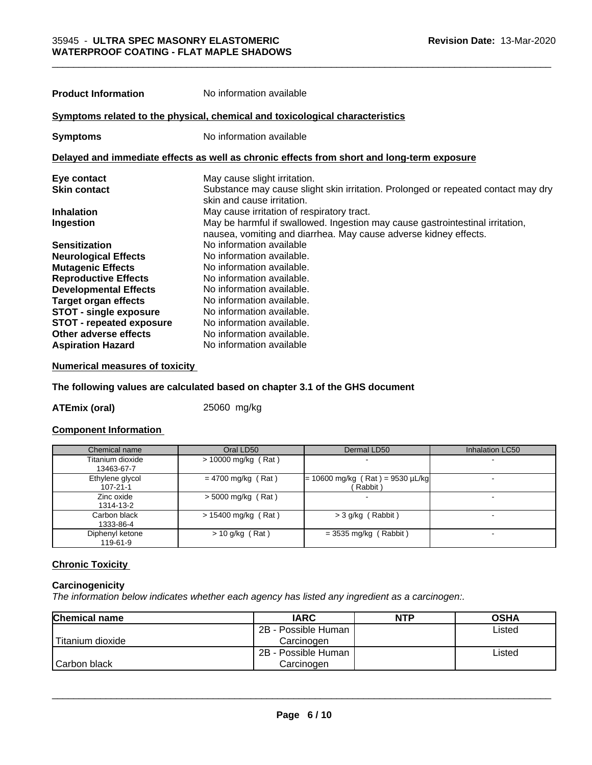**Product Information** No information available

**Symptoms related to the physical, chemical and toxicological characteristics**

**Symptoms** No information available

**Delayed and immediate effects as well as chronic effects from short and long-term exposure**

**Eye contact** May cause slight irritation.
**Skin contact** Substance may cause slight skin irritation. Prolonged or repeated contact may dry skin and cause irritation.
**Inhalation** May cause irritation of respiratory tract.
**Ingestion** May be harmful if swallowed. Ingestion may cause gastrointestinal irritation, nausea, vomiting and diarrhea. May cause adverse kidney effects.
**Sensitization** No information available
**Neurological Effects** No information available.
**Mutagenic Effects** No information available.
**Reproductive Effects** No information available.
**Developmental Effects** No information available.
**Target organ effects** No information available.
**STOT - single exposure** No information available.
**STOT - repeated exposure** No information available.
**Other adverse effects** No information available.
**Aspiration Hazard** No information available

**Numerical measures of toxicity**

**The following values are calculated based on chapter 3.1 of the GHS document**

**ATEmix (oral)** 25060 mg/kg

**Component Information**

| Chemical name | Oral LD50 | Dermal LD50 | Inhalation LC50 |
|---|---|---|---|
| Titanium dioxide 13463-67-7 | > 10000 mg/kg ( Rat ) | - | - |
| Ethylene glycol 107-21-1 | = 4700 mg/kg ( Rat ) | = 10600 mg/kg ( Rat ) = 9530 µL/kg ( Rabbit ) | - |
| Zinc oxide 1314-13-2 | > 5000 mg/kg ( Rat ) | - | - |
| Carbon black 1333-86-4 | > 15400 mg/kg ( Rat ) | > 3 g/kg ( Rabbit ) | - |
| Diphenyl ketone 119-61-9 | > 10 g/kg ( Rat ) | = 3535 mg/kg ( Rabbit ) | - |

**Chronic Toxicity**

**Carcinogenicity**

*The information below indicates whether each agency has listed any ingredient as a carcinogen:.*

| Chemical name | IARC | NTP | OSHA |
|---|---|---|---|
| Titanium dioxide | 2B - Possible Human Carcinogen | | Listed |
| Carbon black | 2B - Possible Human Carcinogen | | Listed |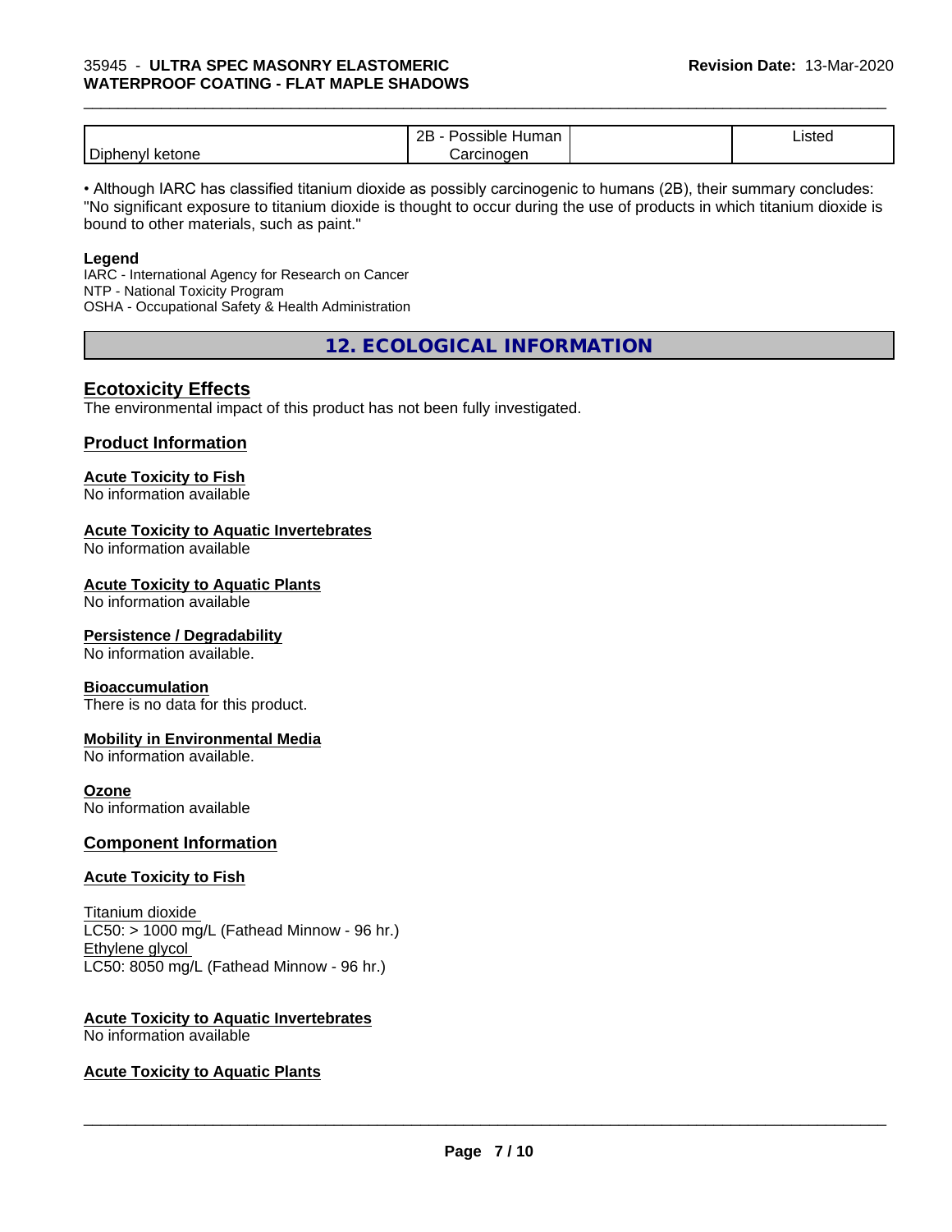| Diphenyl ketone | 2B - Possible Human Carcinogen | | Listed |
|---|---|---|---|

• Although IARC has classified titanium dioxide as possibly carcinogenic to humans (2B), their summary concludes: "No significant exposure to titanium dioxide is thought to occur during the use of products in which titanium dioxide is bound to other materials, such as paint."

**Legend**
IARC - International Agency for Research on Cancer
NTP - National Toxicity Program
OSHA - Occupational Safety & Health Administration

## 12. ECOLOGICAL INFORMATION

### Ecotoxicity Effects

The environmental impact of this product has not been fully investigated.

### Product Information

**Acute Toxicity to Fish**
No information available

**Acute Toxicity to Aquatic Invertebrates**
No information available

**Acute Toxicity to Aquatic Plants**
No information available

**Persistence / Degradability**
No information available.

**Bioaccumulation**
There is no data for this product.

**Mobility in Environmental Media**
No information available.

**Ozone**
No information available

### Component Information

**Acute Toxicity to Fish**

Titanium dioxide
LC50: > 1000 mg/L (Fathead Minnow - 96 hr.)
Ethylene glycol
LC50: 8050 mg/L (Fathead Minnow - 96 hr.)

**Acute Toxicity to Aquatic Invertebrates**
No information available

**Acute Toxicity to Aquatic Plants**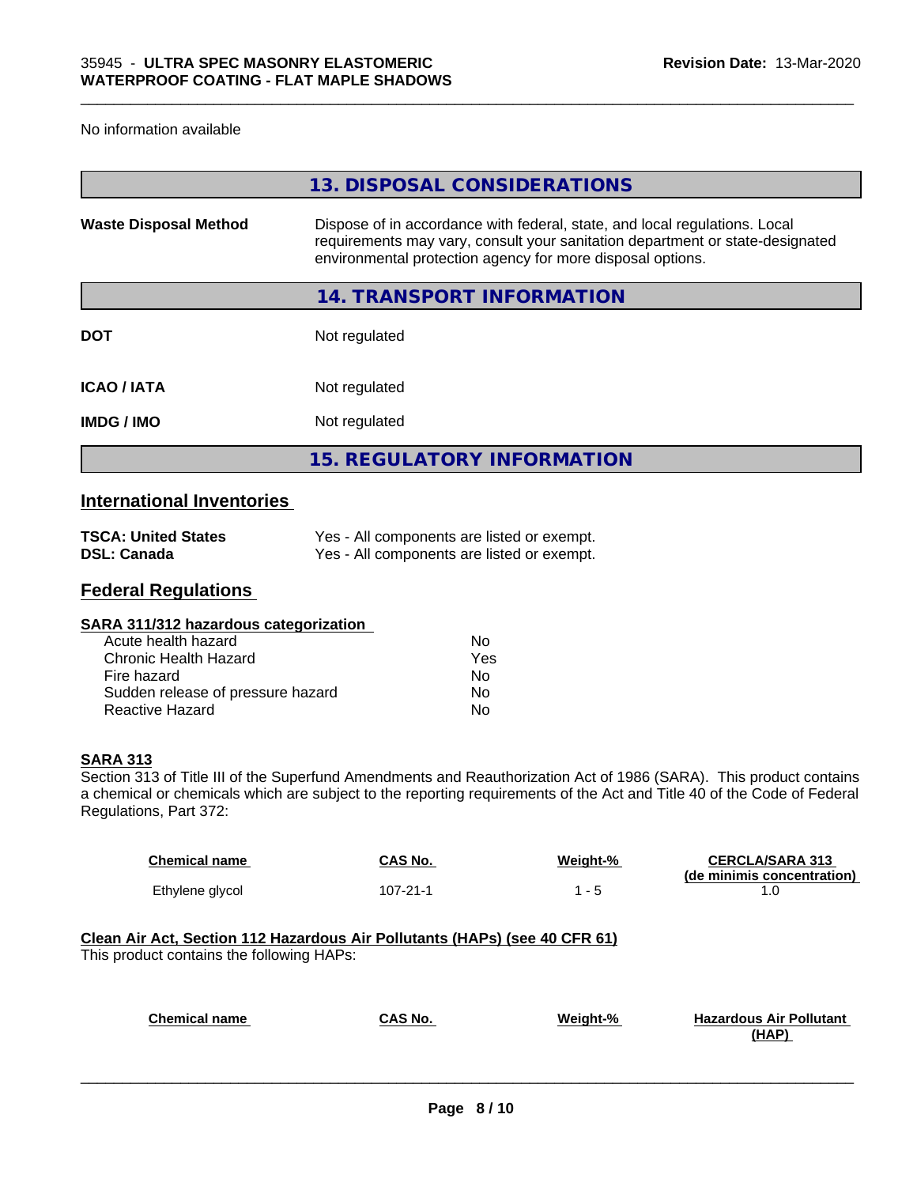No information available

## 13. DISPOSAL CONSIDERATIONS

| | |
|---|---|
| **Waste Disposal Method** | Dispose of in accordance with federal, state, and local regulations. Local requirements may vary, consult your sanitation department or state-designated environmental protection agency for more disposal options. |

## 14. TRANSPORT INFORMATION

| | |
|---|---|
| **DOT** | Not regulated |
| **ICAO / IATA** | Not regulated |
| **IMDG / IMO** | Not regulated |

## 15. REGULATORY INFORMATION

### International Inventories

| | |
|---|---|
| **TSCA: United States** | Yes - All components are listed or exempt. |
| **DSL: Canada** | Yes - All components are listed or exempt. |

### Federal Regulations

**SARA 311/312 hazardous categorization**

| | |
|---|---|
| Acute health hazard | No |
| Chronic Health Hazard | Yes |
| Fire hazard | No |
| Sudden release of pressure hazard | No |
| Reactive Hazard | No |

**SARA 313**

Section 313 of Title III of the Superfund Amendments and Reauthorization Act of 1986 (SARA). This product contains a chemical or chemicals which are subject to the reporting requirements of the Act and Title 40 of the Code of Federal Regulations, Part 372:

| Chemical name | CAS No. | Weight-% | CERCLA/SARA 313 (de minimis concentration) |
|---|---|---|---|
| Ethylene glycol | 107-21-1 | 1 - 5 | 1.0 |

**Clean Air Act, Section 112 Hazardous Air Pollutants (HAPs) (see 40 CFR 61)**

This product contains the following HAPs:

| Chemical name | CAS No. | Weight-% | Hazardous Air Pollutant (HAP) |
|---|---|---|---|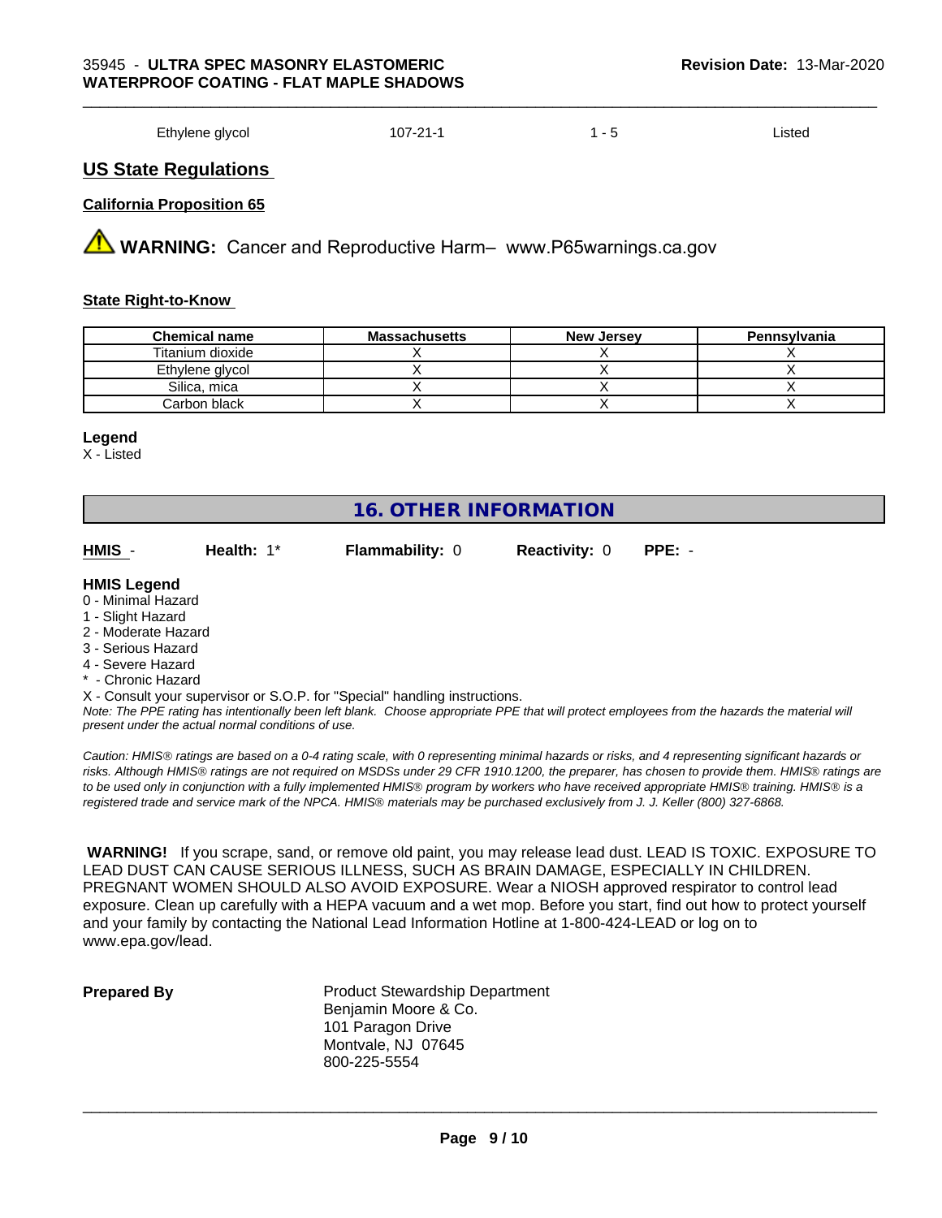| Ethylene glycol | 107-21-1 | 1 - 5 | Listed |
|---|---|---|---|

## US State Regulations

### California Proposition 65

⚠ **WARNING:** Cancer and Reproductive Harm– www.P65warnings.ca.gov

### State Right-to-Know

| Chemical name | Massachusetts | New Jersey | Pennsylvania |
|---|---|---|---|
| Titanium dioxide | X | X | X |
| Ethylene glycol | X | X | X |
| Silica, mica | X | X | X |
| Carbon black | X | X | X |

**Legend**
X - Listed

## 16. OTHER INFORMATION

**HMIS** - **Health:** 1* **Flammability:** 0 **Reactivity:** 0 **PPE:** -

**HMIS Legend**
0 - Minimal Hazard
1 - Slight Hazard
2 - Moderate Hazard
3 - Serious Hazard
4 - Severe Hazard
* - Chronic Hazard
X - Consult your supervisor or S.O.P. for "Special" handling instructions.

*Note: The PPE rating has intentionally been left blank. Choose appropriate PPE that will protect employees from the hazards the material will present under the actual normal conditions of use.*

*Caution: HMIS® ratings are based on a 0-4 rating scale, with 0 representing minimal hazards or risks, and 4 representing significant hazards or risks. Although HMIS® ratings are not required on MSDSs under 29 CFR 1910.1200, the preparer, has chosen to provide them. HMIS® ratings are to be used only in conjunction with a fully implemented HMIS® program by workers who have received appropriate HMIS® training. HMIS® is a registered trade and service mark of the NPCA. HMIS® materials may be purchased exclusively from J. J. Keller (800) 327-6868.*

**WARNING!** If you scrape, sand, or remove old paint, you may release lead dust. LEAD IS TOXIC. EXPOSURE TO LEAD DUST CAN CAUSE SERIOUS ILLNESS, SUCH AS BRAIN DAMAGE, ESPECIALLY IN CHILDREN. PREGNANT WOMEN SHOULD ALSO AVOID EXPOSURE. Wear a NIOSH approved respirator to control lead exposure. Clean up carefully with a HEPA vacuum and a wet mop. Before you start, find out how to protect yourself and your family by contacting the National Lead Information Hotline at 1-800-424-LEAD or log on to www.epa.gov/lead.

**Prepared By**

Product Stewardship Department
Benjamin Moore & Co.
101 Paragon Drive
Montvale, NJ 07645
800-225-5554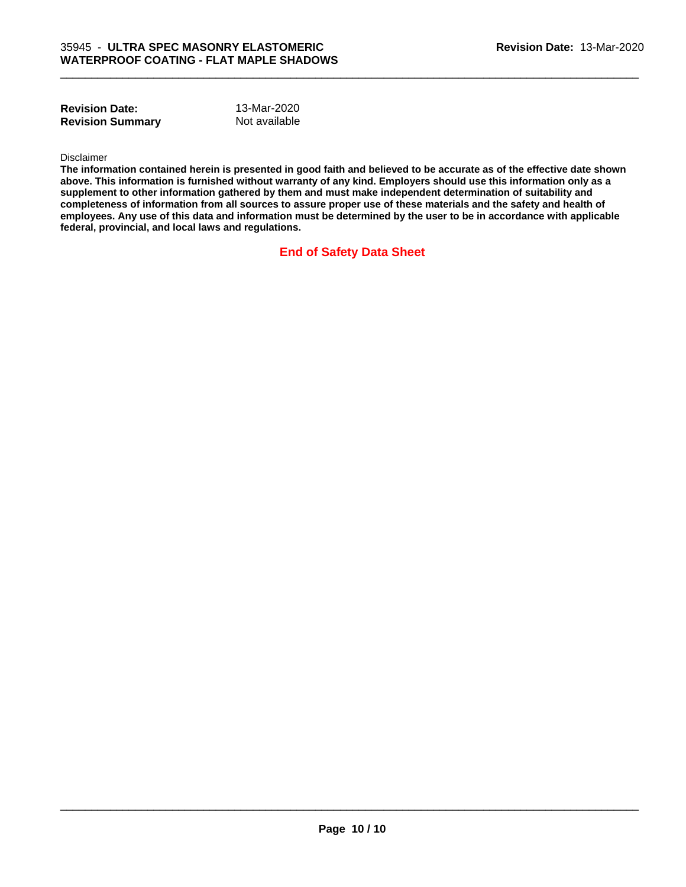**Revision Date:** 13-Mar-2020
**Revision Summary** Not available

Disclaimer

**The information contained herein is presented in good faith and believed to be accurate as of the effective date shown above. This information is furnished without warranty of any kind. Employers should use this information only as a supplement to other information gathered by them and must make independent determination of suitability and completeness of information from all sources to assure proper use of these materials and the safety and health of employees. Any use of this data and information must be determined by the user to be in accordance with applicable federal, provincial, and local laws and regulations.**

**End of Safety Data Sheet**